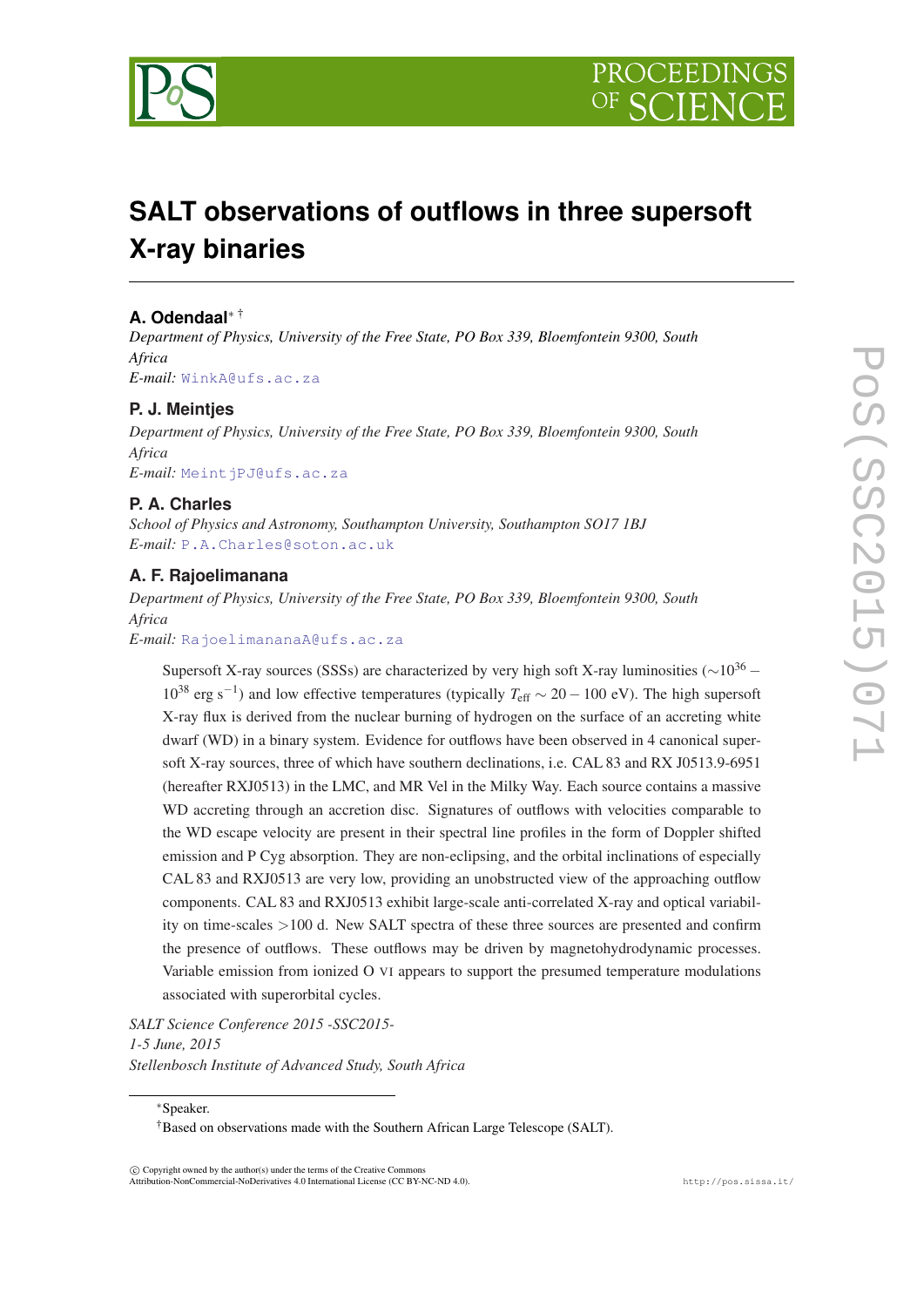# SALT observations of outflows in three supersoft X-ray binaries

**A. Odendaal**[∗] [†]

*Department of Physics, University of the Free State, PO Box 339, Bloemfontein 9300, South Africa*
*E-mail:* WinkA@ufs.ac.za

**P. J. Meintjes**

*Department of Physics, University of the Free State, PO Box 339, Bloemfontein 9300, South Africa*
*E-mail:* MeintjPJ@ufs.ac.za

**P. A. Charles**

*School of Physics and Astronomy, Southampton University, Southampton SO17 1BJ*
*E-mail:* P.A.Charles@soton.ac.uk

**A. F. Rajoelimanana**

*Department of Physics, University of the Free State, PO Box 339, Bloemfontein 9300, South Africa*
*E-mail:* RajoelimananaA@ufs.ac.za

Supersoft X-ray sources (SSSs) are characterized by very high soft X-ray luminosities ($\sim 10^{36} - 10^{38}$ erg s$^{-1}$) and low effective temperatures (typically $T_{\rm eff} \sim 20 - 100$ eV). The high supersoft X-ray flux is derived from the nuclear burning of hydrogen on the surface of an accreting white dwarf (WD) in a binary system. Evidence for outflows have been observed in 4 canonical supersoft X-ray sources, three of which have southern declinations, i.e. CAL 83 and RX J0513.9-6951 (hereafter RXJ0513) in the LMC, and MR Vel in the Milky Way. Each source contains a massive WD accreting through an accretion disc. Signatures of outflows with velocities comparable to the WD escape velocity are present in their spectral line profiles in the form of Doppler shifted emission and P Cyg absorption. They are non-eclipsing, and the orbital inclinations of especially CAL 83 and RXJ0513 are very low, providing an unobstructed view of the approaching outflow components. CAL 83 and RXJ0513 exhibit large-scale anti-correlated X-ray and optical variability on time-scales >100 d. New SALT spectra of these three sources are presented and confirm the presence of outflows. These outflows may be driven by magnetohydrodynamic processes. Variable emission from ionized O VI appears to support the presumed temperature modulations associated with superorbital cycles.

*SALT Science Conference 2015 -SSC2015-*
*1-5 June, 2015*
*Stellenbosch Institute of Advanced Study, South Africa*

∗Speaker.

†Based on observations made with the Southern African Large Telescope (SALT).

© Copyright owned by the author(s) under the terms of the Creative Commons Attribution-NonCommercial-NoDerivatives 4.0 International License (CC BY-NC-ND 4.0).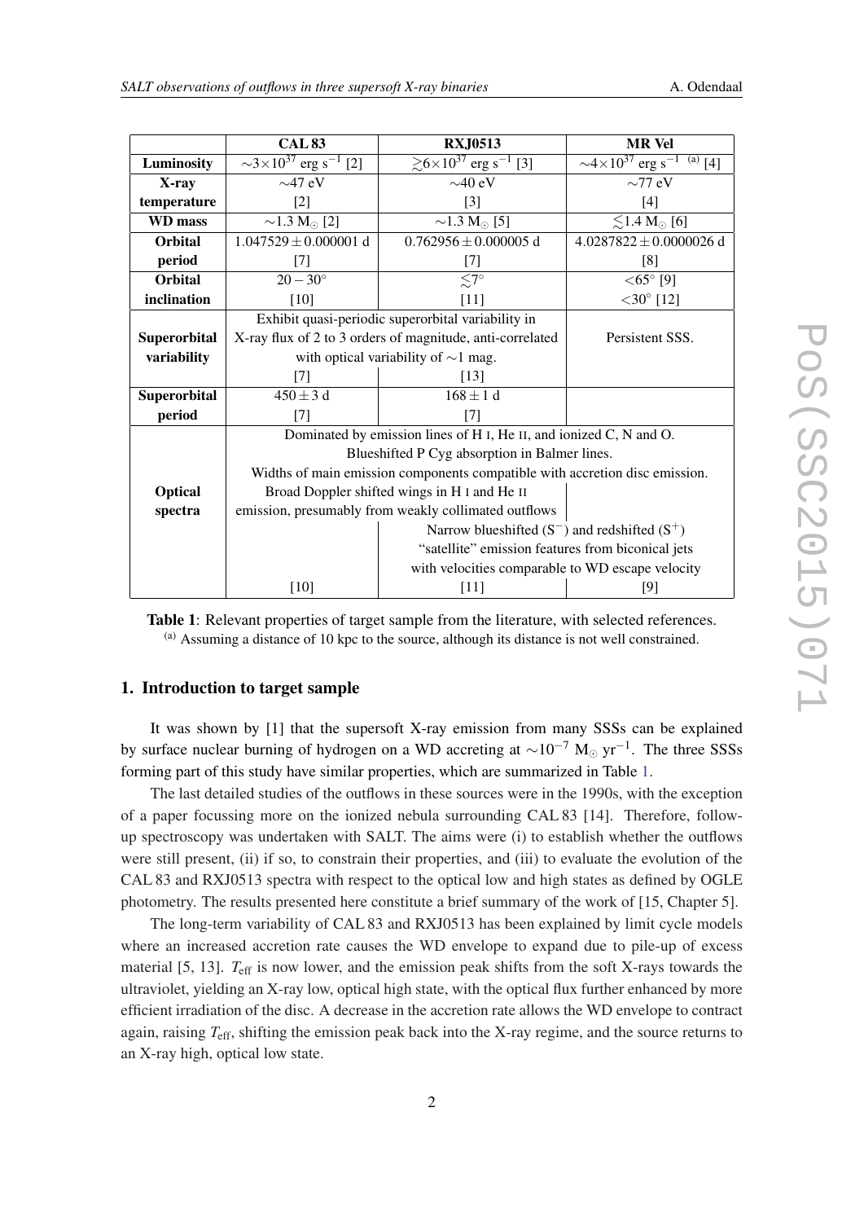| | CAL 83 | RXJ0513 | MR Vel |
|---|---|---|---|
| **Luminosity** | $\sim 3\times10^{37}$ erg s$^{-1}$ [2] | $\gtrsim 6\times10^{37}$ erg s$^{-1}$ [3] | $\sim 4\times10^{37}$ erg s$^{-1}$ (a) [4] |
| **X-ray temperature** | $\sim$47 eV [2] | $\sim$40 eV [3] | $\sim$77 eV [4] |
| **WD mass** | $\sim$1.3 $M_\odot$ [2] | $\sim$1.3 $M_\odot$ [5] | $\lesssim$1.4 $M_\odot$ [6] |
| **Orbital period** | $1.047529 \pm 0.000001$ d [7] | $0.762956 \pm 0.000005$ d [7] | $4.0287822 \pm 0.0000026$ d [8] |
| **Orbital inclination** | $20-30^\circ$ [10] | $\lesssim 7^\circ$ [11] | $<65^\circ$ [9] $<30^\circ$ [12] |
| **Superorbital variability** | Exhibit quasi-periodic superorbital variability in X-ray flux of 2 to 3 orders of magnitude, anti-correlated with optical variability of $\sim$1 mag. [7] | [13] | Persistent SSS. |
| **Superorbital period** | $450 \pm 3$ d [7] | $168 \pm 1$ d [7] | |
| **Optical spectra** | Dominated by emission lines of H I, He II, and ionized C, N and O. Blueshifted P Cyg absorption in Balmer lines. Widths of main emission components compatible with accretion disc emission. Broad Doppler shifted wings in H I and He II emission, presumably from weakly collimated outflows [10] | Narrow blueshifted ($S^-$) and redshifted ($S^+$) "satellite" emission features from biconical jets with velocities comparable to WD escape velocity [11] | [9] |

**Table 1**: Relevant properties of target sample from the literature, with selected references. (a) Assuming a distance of 10 kpc to the source, although its distance is not well constrained.

## 1. Introduction to target sample

It was shown by [1] that the supersoft X-ray emission from many SSSs can be explained by surface nuclear burning of hydrogen on a WD accreting at $\sim 10^{-7}$ $M_\odot$ yr$^{-1}$. The three SSSs forming part of this study have similar properties, which are summarized in Table 1.

The last detailed studies of the outflows in these sources were in the 1990s, with the exception of a paper focussing more on the ionized nebula surrounding CAL 83 [14]. Therefore, follow-up spectroscopy was undertaken with SALT. The aims were (i) to establish whether the outflows were still present, (ii) if so, to constrain their properties, and (iii) to evaluate the evolution of the CAL 83 and RXJ0513 spectra with respect to the optical low and high states as defined by OGLE photometry. The results presented here constitute a brief summary of the work of [15, Chapter 5].

The long-term variability of CAL 83 and RXJ0513 has been explained by limit cycle models where an increased accretion rate causes the WD envelope to expand due to pile-up of excess material [5, 13]. $T_{\text{eff}}$ is now lower, and the emission peak shifts from the soft X-rays towards the ultraviolet, yielding an X-ray low, optical high state, with the optical flux further enhanced by more efficient irradiation of the disc. A decrease in the accretion rate allows the WD envelope to contract again, raising $T_{\text{eff}}$, shifting the emission peak back into the X-ray regime, and the source returns to an X-ray high, optical low state.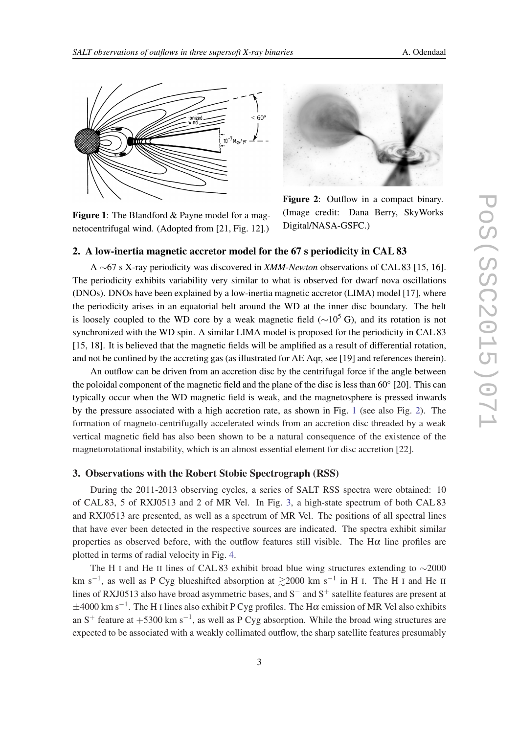Figure 1: The Blandford & Payne model for a magnetocentrifugal wind. (Adopted from [21, Fig. 12].)

Figure 2: Outflow in a compact binary. (Image credit: Dana Berry, SkyWorks Digital/NASA-GSFC.)

## 2. A low-inertia magnetic accretor model for the 67 s periodicity in CAL 83

A $\sim$67 s X-ray periodicity was discovered in *XMM-Newton* observations of CAL 83 [15, 16]. The periodicity exhibits variability very similar to what is observed for dwarf nova oscillations (DNOs). DNOs have been explained by a low-inertia magnetic accretor (LIMA) model [17], where the periodicity arises in an equatorial belt around the WD at the inner disc boundary. The belt is loosely coupled to the WD core by a weak magnetic field ($\sim 10^5$ G), and its rotation is not synchronized with the WD spin. A similar LIMA model is proposed for the periodicity in CAL 83 [15, 18]. It is believed that the magnetic fields will be amplified as a result of differential rotation, and not be confined by the accreting gas (as illustrated for AE Aqr, see [19] and references therein).

An outflow can be driven from an accretion disc by the centrifugal force if the angle between the poloidal component of the magnetic field and the plane of the disc is less than $60^\circ$ [20]. This can typically occur when the WD magnetic field is weak, and the magnetosphere is pressed inwards by the pressure associated with a high accretion rate, as shown in Fig. 1 (see also Fig. 2). The formation of magneto-centrifugally accelerated winds from an accretion disc threaded by a weak vertical magnetic field has also been shown to be a natural consequence of the existence of the magnetorotational instability, which is an almost essential element for disc accretion [22].

## 3. Observations with the Robert Stobie Spectrograph (RSS)

During the 2011-2013 observing cycles, a series of SALT RSS spectra were obtained: 10 of CAL 83, 5 of RXJ0513 and 2 of MR Vel. In Fig. 3, a high-state spectrum of both CAL 83 and RXJ0513 are presented, as well as a spectrum of MR Vel. The positions of all spectral lines that have ever been detected in the respective sources are indicated. The spectra exhibit similar properties as observed before, with the outflow features still visible. The H$\alpha$ line profiles are plotted in terms of radial velocity in Fig. 4.

The H I and He II lines of CAL 83 exhibit broad blue wing structures extending to $\sim$2000 km s$^{-1}$, as well as P Cyg blueshifted absorption at $\gtrsim$2000 km s$^{-1}$ in H I. The H I and He II lines of RXJ0513 also have broad asymmetric bases, and S$^-$ and S$^+$ satellite features are present at $\pm$4000 km s$^{-1}$. The H I lines also exhibit P Cyg profiles. The H$\alpha$ emission of MR Vel also exhibits an S$^+$ feature at $+$5300 km s$^{-1}$, as well as P Cyg absorption. While the broad wing structures are expected to be associated with a weakly collimated outflow, the sharp satellite features presumably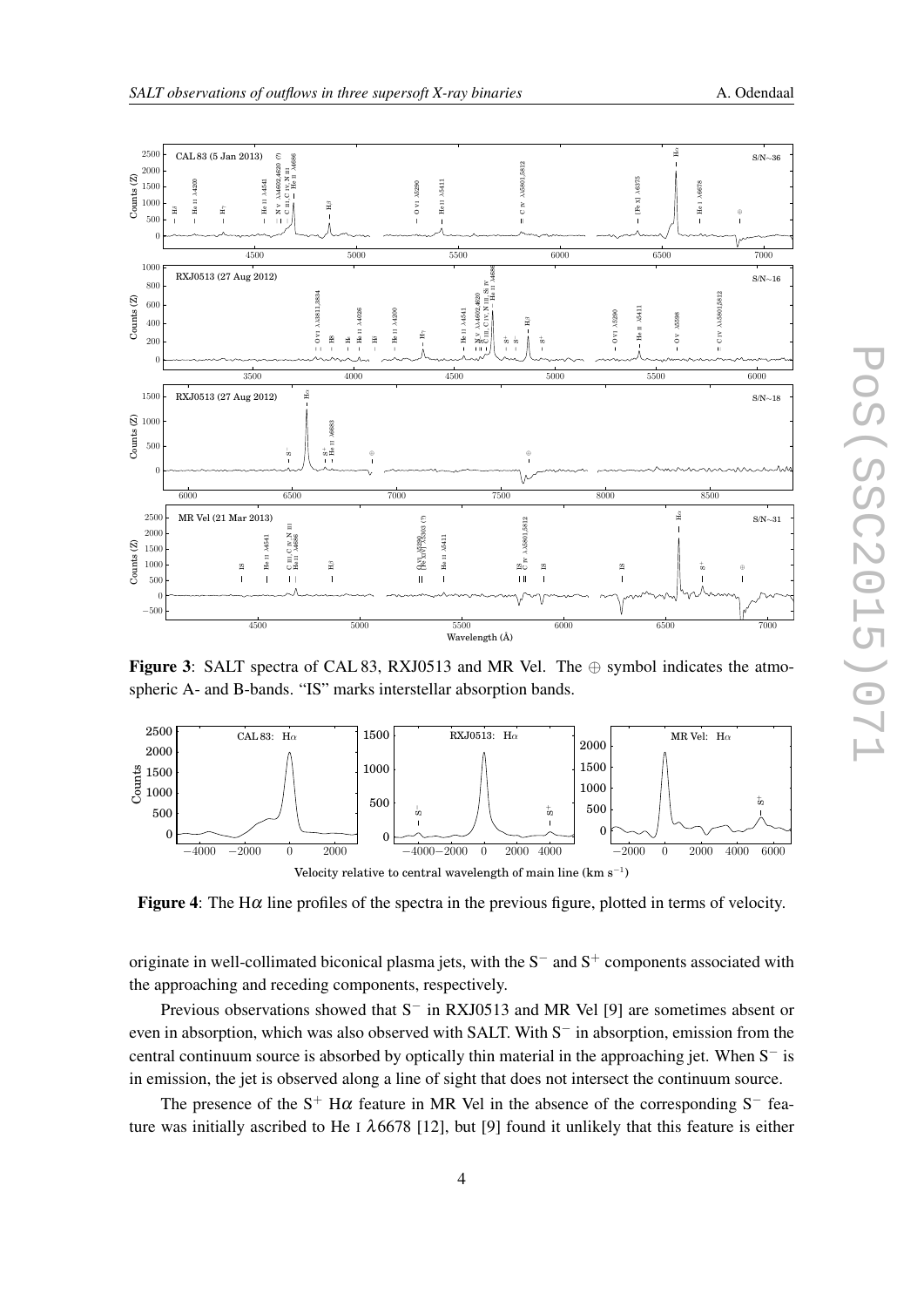**Figure 3**: SALT spectra of CAL 83, RXJ0513 and MR Vel. The $\oplus$ symbol indicates the atmospheric A- and B-bands. "IS" marks interstellar absorption bands.

**Figure 4**: The H$\alpha$ line profiles of the spectra in the previous figure, plotted in terms of velocity.

originate in well-collimated biconical plasma jets, with the $S^-$ and $S^+$ components associated with the approaching and receding components, respectively.

Previous observations showed that $S^-$ in RXJ0513 and MR Vel [9] are sometimes absent or even in absorption, which was also observed with SALT. With $S^-$ in absorption, emission from the central continuum source is absorbed by optically thin material in the approaching jet. When $S^-$ is in emission, the jet is observed along a line of sight that does not intersect the continuum source.

The presence of the $S^+$ H$\alpha$ feature in MR Vel in the absence of the corresponding $S^-$ feature was initially ascribed to He I $\lambda$6678 [12], but [9] found it unlikely that this feature is either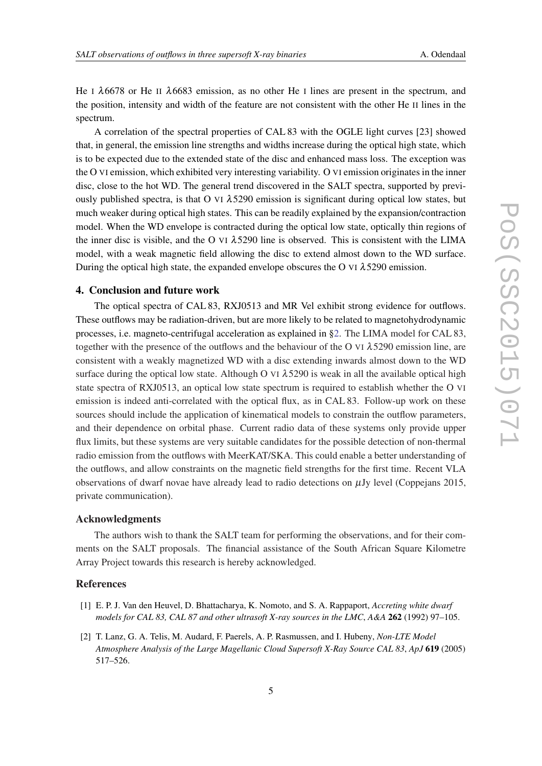He I $\lambda$6678 or He II $\lambda$6683 emission, as no other He I lines are present in the spectrum, and the position, intensity and width of the feature are not consistent with the other He II lines in the spectrum.

A correlation of the spectral properties of CAL 83 with the OGLE light curves [23] showed that, in general, the emission line strengths and widths increase during the optical high state, which is to be expected due to the extended state of the disc and enhanced mass loss. The exception was the O VI emission, which exhibited very interesting variability. O VI emission originates in the inner disc, close to the hot WD. The general trend discovered in the SALT spectra, supported by previously published spectra, is that O VI $\lambda$5290 emission is significant during optical low states, but much weaker during optical high states. This can be readily explained by the expansion/contraction model. When the WD envelope is contracted during the optical low state, optically thin regions of the inner disc is visible, and the O VI $\lambda$5290 line is observed. This is consistent with the LIMA model, with a weak magnetic field allowing the disc to extend almost down to the WD surface. During the optical high state, the expanded envelope obscures the O VI $\lambda$5290 emission.

## 4. Conclusion and future work

The optical spectra of CAL 83, RXJ0513 and MR Vel exhibit strong evidence for outflows. These outflows may be radiation-driven, but are more likely to be related to magnetohydrodynamic processes, i.e. magneto-centrifugal acceleration as explained in §2. The LIMA model for CAL 83, together with the presence of the outflows and the behaviour of the O VI $\lambda$5290 emission line, are consistent with a weakly magnetized WD with a disc extending inwards almost down to the WD surface during the optical low state. Although O VI $\lambda$5290 is weak in all the available optical high state spectra of RXJ0513, an optical low state spectrum is required to establish whether the O VI emission is indeed anti-correlated with the optical flux, as in CAL 83. Follow-up work on these sources should include the application of kinematical models to constrain the outflow parameters, and their dependence on orbital phase. Current radio data of these systems only provide upper flux limits, but these systems are very suitable candidates for the possible detection of non-thermal radio emission from the outflows with MeerKAT/SKA. This could enable a better understanding of the outflows, and allow constraints on the magnetic field strengths for the first time. Recent VLA observations of dwarf novae have already lead to radio detections on $\mu$Jy level (Coppejans 2015, private communication).

## Acknowledgments

The authors wish to thank the SALT team for performing the observations, and for their comments on the SALT proposals. The financial assistance of the South African Square Kilometre Array Project towards this research is hereby acknowledged.

## References

[1] E. P. J. Van den Heuvel, D. Bhattacharya, K. Nomoto, and S. A. Rappaport, *Accreting white dwarf models for CAL 83, CAL 87 and other ultrasoft X-ray sources in the LMC*, *A&A* **262** (1992) 97–105.

[2] T. Lanz, G. A. Telis, M. Audard, F. Paerels, A. P. Rasmussen, and I. Hubeny, *Non-LTE Model Atmosphere Analysis of the Large Magellanic Cloud Supersoft X-Ray Source CAL 83*, *ApJ* **619** (2005) 517–526.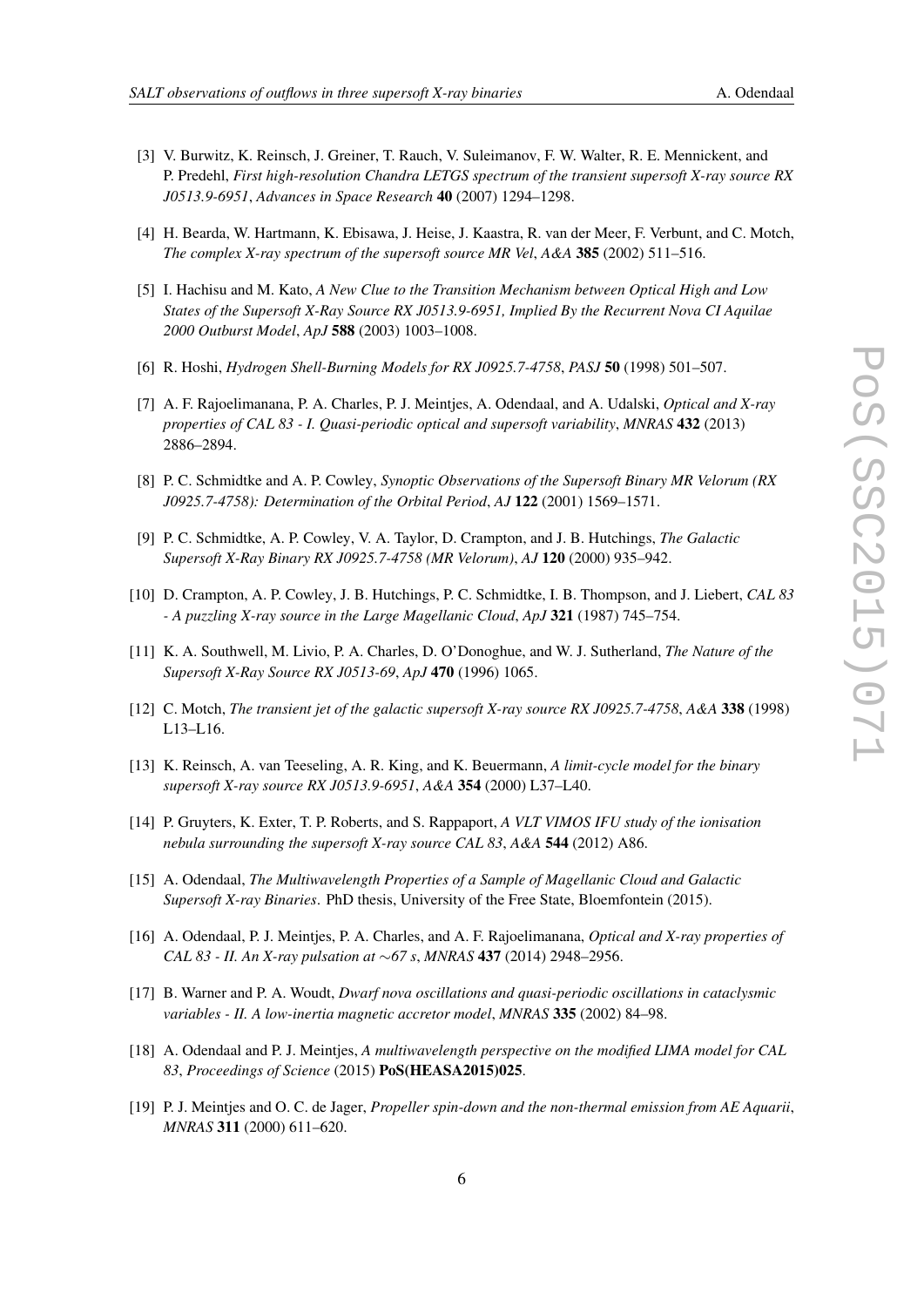[3] V. Burwitz, K. Reinsch, J. Greiner, T. Rauch, V. Suleimanov, F. W. Walter, R. E. Mennickent, and P. Predehl, *First high-resolution Chandra LETGS spectrum of the transient supersoft X-ray source RX J0513.9-6951*, *Advances in Space Research* **40** (2007) 1294–1298.

[4] H. Bearda, W. Hartmann, K. Ebisawa, J. Heise, J. Kaastra, R. van der Meer, F. Verbunt, and C. Motch, *The complex X-ray spectrum of the supersoft source MR Vel*, *A&A* **385** (2002) 511–516.

[5] I. Hachisu and M. Kato, *A New Clue to the Transition Mechanism between Optical High and Low States of the Supersoft X-Ray Source RX J0513.9-6951, Implied By the Recurrent Nova CI Aquilae 2000 Outburst Model*, *ApJ* **588** (2003) 1003–1008.

[6] R. Hoshi, *Hydrogen Shell-Burning Models for RX J0925.7-4758*, *PASJ* **50** (1998) 501–507.

[7] A. F. Rajoelimanana, P. A. Charles, P. J. Meintjes, A. Odendaal, and A. Udalski, *Optical and X-ray properties of CAL 83 - I. Quasi-periodic optical and supersoft variability*, *MNRAS* **432** (2013) 2886–2894.

[8] P. C. Schmidtke and A. P. Cowley, *Synoptic Observations of the Supersoft Binary MR Velorum (RX J0925.7-4758): Determination of the Orbital Period*, *AJ* **122** (2001) 1569–1571.

[9] P. C. Schmidtke, A. P. Cowley, V. A. Taylor, D. Crampton, and J. B. Hutchings, *The Galactic Supersoft X-Ray Binary RX J0925.7-4758 (MR Velorum)*, *AJ* **120** (2000) 935–942.

[10] D. Crampton, A. P. Cowley, J. B. Hutchings, P. C. Schmidtke, I. B. Thompson, and J. Liebert, *CAL 83 - A puzzling X-ray source in the Large Magellanic Cloud*, *ApJ* **321** (1987) 745–754.

[11] K. A. Southwell, M. Livio, P. A. Charles, D. O'Donoghue, and W. J. Sutherland, *The Nature of the Supersoft X-Ray Source RX J0513-69*, *ApJ* **470** (1996) 1065.

[12] C. Motch, *The transient jet of the galactic supersoft X-ray source RX J0925.7-4758*, *A&A* **338** (1998) L13–L16.

[13] K. Reinsch, A. van Teeseling, A. R. King, and K. Beuermann, *A limit-cycle model for the binary supersoft X-ray source RX J0513.9-6951*, *A&A* **354** (2000) L37–L40.

[14] P. Gruyters, K. Exter, T. P. Roberts, and S. Rappaport, *A VLT VIMOS IFU study of the ionisation nebula surrounding the supersoft X-ray source CAL 83*, *A&A* **544** (2012) A86.

[15] A. Odendaal, *The Multiwavelength Properties of a Sample of Magellanic Cloud and Galactic Supersoft X-ray Binaries*. PhD thesis, University of the Free State, Bloemfontein (2015).

[16] A. Odendaal, P. J. Meintjes, P. A. Charles, and A. F. Rajoelimanana, *Optical and X-ray properties of CAL 83 - II. An X-ray pulsation at ∼67 s*, *MNRAS* **437** (2014) 2948–2956.

[17] B. Warner and P. A. Woudt, *Dwarf nova oscillations and quasi-periodic oscillations in cataclysmic variables - II. A low-inertia magnetic accretor model*, *MNRAS* **335** (2002) 84–98.

[18] A. Odendaal and P. J. Meintjes, *A multiwavelength perspective on the modified LIMA model for CAL 83*, *Proceedings of Science* (2015) **PoS(HEASA2015)025**.

[19] P. J. Meintjes and O. C. de Jager, *Propeller spin-down and the non-thermal emission from AE Aquarii*, *MNRAS* **311** (2000) 611–620.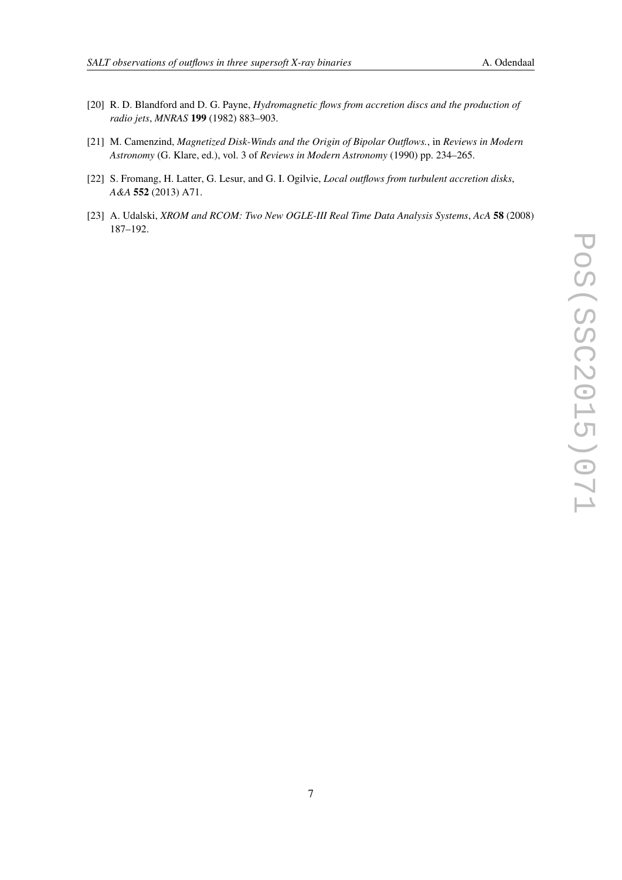[20] R. D. Blandford and D. G. Payne, *Hydromagnetic flows from accretion discs and the production of radio jets*, *MNRAS* **199** (1982) 883–903.

[21] M. Camenzind, *Magnetized Disk-Winds and the Origin of Bipolar Outflows.*, in *Reviews in Modern Astronomy* (G. Klare, ed.), vol. 3 of *Reviews in Modern Astronomy* (1990) pp. 234–265.

[22] S. Fromang, H. Latter, G. Lesur, and G. I. Ogilvie, *Local outflows from turbulent accretion disks*, *A&A* **552** (2013) A71.

[23] A. Udalski, *XROM and RCOM: Two New OGLE-III Real Time Data Analysis Systems*, *AcA* **58** (2008) 187–192.